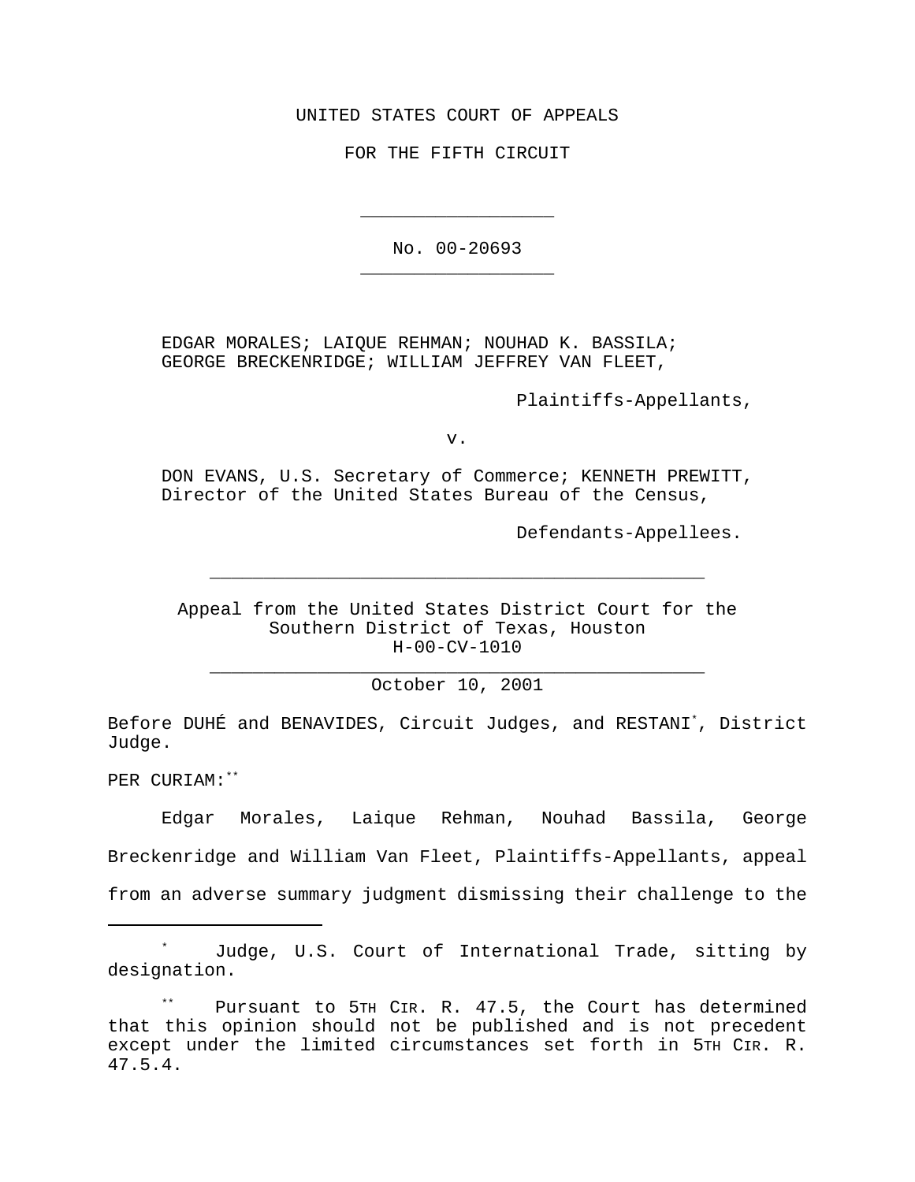UNITED STATES COURT OF APPEALS

FOR THE FIFTH CIRCUIT

---

No. 00-20693

---

EDGAR MORALES; LAIQUE REHMAN; NOUHAD K. BASSILA; GEORGE BRECKENRIDGE; WILLIAM JEFFREY VAN FLEET,

Plaintiffs-Appellants,

v.

DON EVANS, U.S. Secretary of Commerce; KENNETH PREWITT, Director of the United States Bureau of the Census,

Defendants-Appellees.

---

Appeal from the United States District Court for the Southern District of Texas, Houston
H-00-CV-1010

---

October 10, 2001

Before DUHÉ and BENAVIDES, Circuit Judges, and RESTANI[*], District Judge.

PER CURIAM:[**]

Edgar Morales, Laique Rehman, Nouhad Bassila, George Breckenridge and William Van Fleet, Plaintiffs-Appellants, appeal from an adverse summary judgment dismissing their challenge to the

---

[*] Judge, U.S. Court of International Trade, sitting by designation.

[**] Pursuant to 5TH CIR. R. 47.5, the Court has determined that this opinion should not be published and is not precedent except under the limited circumstances set forth in 5TH CIR. R. 47.5.4.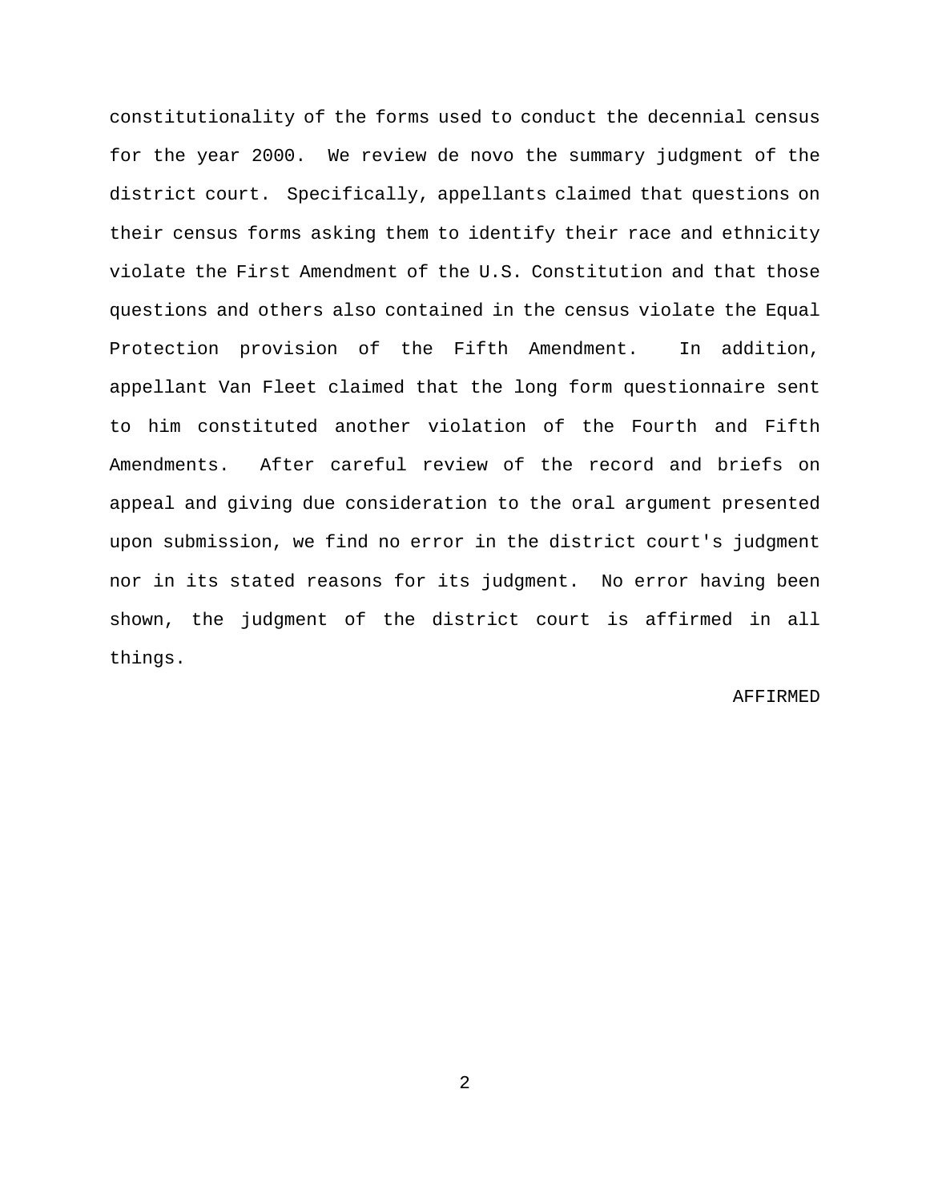constitutionality of the forms used to conduct the decennial census for the year 2000. We review de novo the summary judgment of the district court. Specifically, appellants claimed that questions on their census forms asking them to identify their race and ethnicity violate the First Amendment of the U.S. Constitution and that those questions and others also contained in the census violate the Equal Protection provision of the Fifth Amendment. In addition, appellant Van Fleet claimed that the long form questionnaire sent to him constituted another violation of the Fourth and Fifth Amendments. After careful review of the record and briefs on appeal and giving due consideration to the oral argument presented upon submission, we find no error in the district court's judgment nor in its stated reasons for its judgment. No error having been shown, the judgment of the district court is affirmed in all things.

AFFIRMED